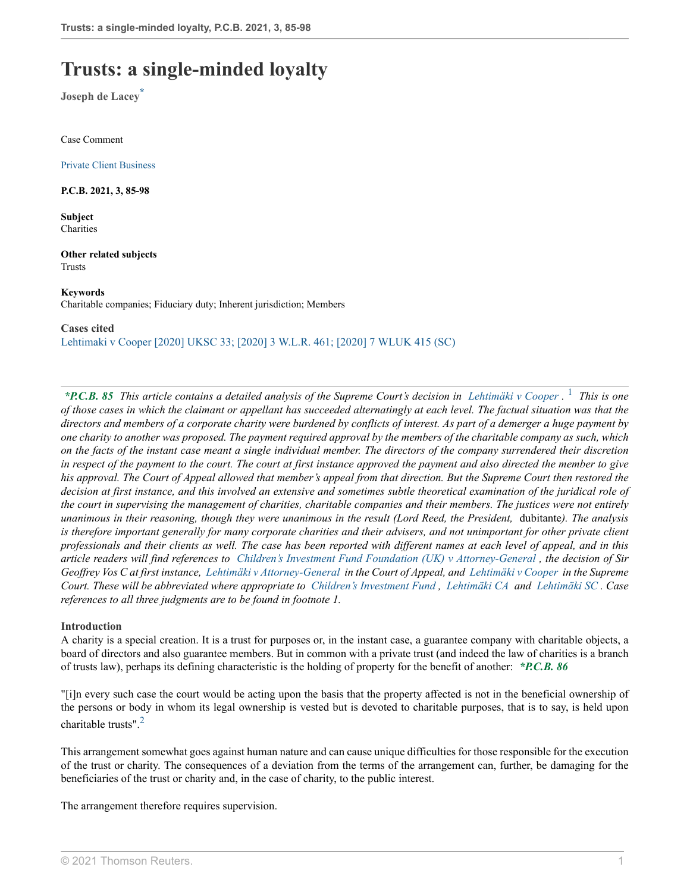# Trusts: a single-minded loyalty

**Joseph de Lacey**[*]

Case Comment

Private Client Business

**P.C.B. 2021, 3, 85-98**

**Subject**
Charities

**Other related subjects**
Trusts

**Keywords**
Charitable companies; Fiduciary duty; Inherent jurisdiction; Members

**Cases cited**
Lehtimaki v Cooper [2020] UKSC 33; [2020] 3 W.L.R. 461; [2020] 7 WLUK 415 (SC)

***P.C.B. 85*** *This article contains a detailed analysis of the Supreme Court's decision in Lehtimäki v Cooper.*[1] *This is one of those cases in which the claimant or appellant has succeeded alternatingly at each level. The factual situation was that the directors and members of a corporate charity were burdened by conflicts of interest. As part of a demerger a huge payment by one charity to another was proposed. The payment required approval by the members of the charitable company as such, which on the facts of the instant case meant a single individual member. The directors of the company surrendered their discretion in respect of the payment to the court. The court at first instance approved the payment and also directed the member to give his approval. The Court of Appeal allowed that member's appeal from that direction. But the Supreme Court then restored the decision at first instance, and this involved an extensive and sometimes subtle theoretical examination of the juridical role of the court in supervising the management of charities, charitable companies and their members. The justices were not entirely unanimous in their reasoning, though they were unanimous in the result (Lord Reed, the President,* dubitante*). The analysis is therefore important generally for many corporate charities and their advisers, and not unimportant for other private client professionals and their clients as well. The case has been reported with different names at each level of appeal, and in this article readers will find references to Children's Investment Fund Foundation (UK) v Attorney-General, the decision of Sir Geoffrey Vos C at first instance, Lehtimäki v Attorney-General in the Court of Appeal, and Lehtimäki v Cooper in the Supreme Court. These will be abbreviated where appropriate to Children's Investment Fund, Lehtimäki CA and Lehtimäki SC. Case references to all three judgments are to be found in footnote 1.*

**Introduction**

A charity is a special creation. It is a trust for purposes or, in the instant case, a guarantee company with charitable objects, a board of directors and also guarantee members. But in common with a private trust (and indeed the law of charities is a branch of trusts law), perhaps its defining characteristic is the holding of property for the benefit of another: ***P.C.B. 86***

"[i]n every such case the court would be acting upon the basis that the property affected is not in the beneficial ownership of the persons or body in whom its legal ownership is vested but is devoted to charitable purposes, that is to say, is held upon charitable trusts".[2]

This arrangement somewhat goes against human nature and can cause unique difficulties for those responsible for the execution of the trust or charity. The consequences of a deviation from the terms of the arrangement can, further, be damaging for the beneficiaries of the trust or charity and, in the case of charity, to the public interest.

The arrangement therefore requires supervision.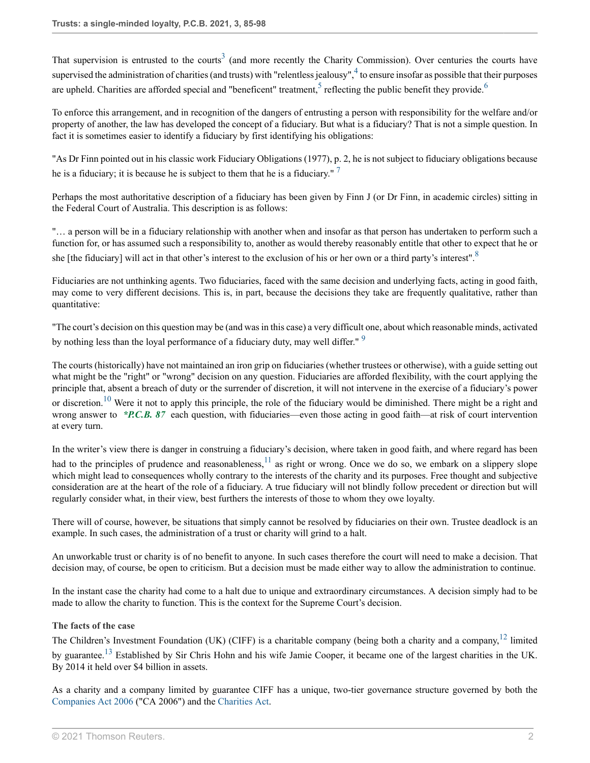That supervision is entrusted to the courts[3] (and more recently the Charity Commission). Over centuries the courts have supervised the administration of charities (and trusts) with "relentless jealousy",[4] to ensure insofar as possible that their purposes are upheld. Charities are afforded special and "beneficent" treatment,[5] reflecting the public benefit they provide.[6]

To enforce this arrangement, and in recognition of the dangers of entrusting a person with responsibility for the welfare and/or property of another, the law has developed the concept of a fiduciary. But what is a fiduciary? That is not a simple question. In fact it is sometimes easier to identify a fiduciary by first identifying his obligations:

"As Dr Finn pointed out in his classic work Fiduciary Obligations (1977), p. 2, he is not subject to fiduciary obligations because he is a fiduciary; it is because he is subject to them that he is a fiduciary." [7]

Perhaps the most authoritative description of a fiduciary has been given by Finn J (or Dr Finn, in academic circles) sitting in the Federal Court of Australia. This description is as follows:

"… a person will be in a fiduciary relationship with another when and insofar as that person has undertaken to perform such a function for, or has assumed such a responsibility to, another as would thereby reasonably entitle that other to expect that he or she [the fiduciary] will act in that other's interest to the exclusion of his or her own or a third party's interest".[8]

Fiduciaries are not unthinking agents. Two fiduciaries, faced with the same decision and underlying facts, acting in good faith, may come to very different decisions. This is, in part, because the decisions they take are frequently qualitative, rather than quantitative:

"The court's decision on this question may be (and was in this case) a very difficult one, about which reasonable minds, activated by nothing less than the loyal performance of a fiduciary duty, may well differ." [9]

The courts (historically) have not maintained an iron grip on fiduciaries (whether trustees or otherwise), with a guide setting out what might be the "right" or "wrong" decision on any question. Fiduciaries are afforded flexibility, with the court applying the principle that, absent a breach of duty or the surrender of discretion, it will not intervene in the exercise of a fiduciary's power or discretion.[10] Were it not to apply this principle, the role of the fiduciary would be diminished. There might be a right and wrong answer to *\*P.C.B. 87* each question, with fiduciaries—even those acting in good faith—at risk of court intervention at every turn.

In the writer's view there is danger in construing a fiduciary's decision, where taken in good faith, and where regard has been had to the principles of prudence and reasonableness,[11] as right or wrong. Once we do so, we embark on a slippery slope which might lead to consequences wholly contrary to the interests of the charity and its purposes. Free thought and subjective consideration are at the heart of the role of a fiduciary. A true fiduciary will not blindly follow precedent or direction but will regularly consider what, in their view, best furthers the interests of those to whom they owe loyalty.

There will of course, however, be situations that simply cannot be resolved by fiduciaries on their own. Trustee deadlock is an example. In such cases, the administration of a trust or charity will grind to a halt.

An unworkable trust or charity is of no benefit to anyone. In such cases therefore the court will need to make a decision. That decision may, of course, be open to criticism. But a decision must be made either way to allow the administration to continue.

In the instant case the charity had come to a halt due to unique and extraordinary circumstances. A decision simply had to be made to allow the charity to function. This is the context for the Supreme Court's decision.

**The facts of the case**

The Children's Investment Foundation (UK) (CIFF) is a charitable company (being both a charity and a company,[12] limited by guarantee.[13] Established by Sir Chris Hohn and his wife Jamie Cooper, it became one of the largest charities in the UK. By 2014 it held over $4 billion in assets.

As a charity and a company limited by guarantee CIFF has a unique, two-tier governance structure governed by both the Companies Act 2006 ("CA 2006") and the Charities Act.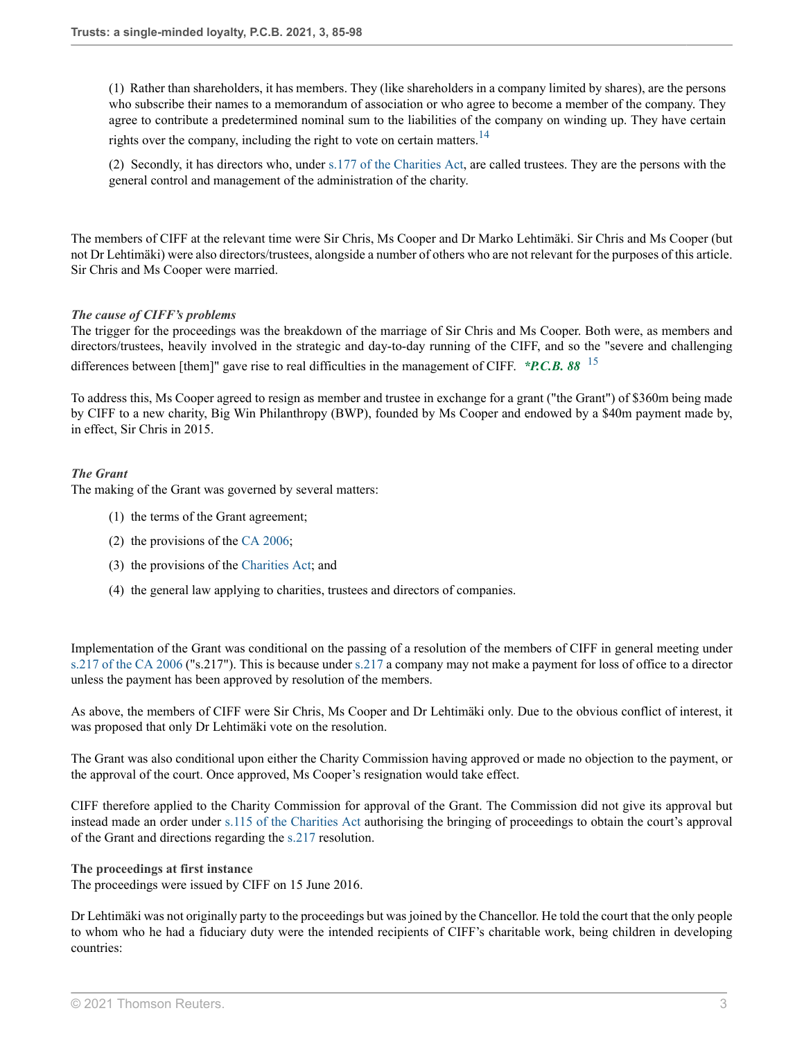(1) Rather than shareholders, it has members. They (like shareholders in a company limited by shares), are the persons who subscribe their names to a memorandum of association or who agree to become a member of the company. They agree to contribute a predetermined nominal sum to the liabilities of the company on winding up. They have certain rights over the company, including the right to vote on certain matters.[14]

(2) Secondly, it has directors who, under s.177 of the Charities Act, are called trustees. They are the persons with the general control and management of the administration of the charity.

The members of CIFF at the relevant time were Sir Chris, Ms Cooper and Dr Marko Lehtimäki. Sir Chris and Ms Cooper (but not Dr Lehtimäki) were also directors/trustees, alongside a number of others who are not relevant for the purposes of this article. Sir Chris and Ms Cooper were married.

*The cause of CIFF's problems*

The trigger for the proceedings was the breakdown of the marriage of Sir Chris and Ms Cooper. Both were, as members and directors/trustees, heavily involved in the strategic and day-to-day running of the CIFF, and so the "severe and challenging differences between [them]" gave rise to real difficulties in the management of CIFF. ***P.C.B. 88** [15]

To address this, Ms Cooper agreed to resign as member and trustee in exchange for a grant ("the Grant") of $360m being made by CIFF to a new charity, Big Win Philanthropy (BWP), founded by Ms Cooper and endowed by a $40m payment made by, in effect, Sir Chris in 2015.

*The Grant*

The making of the Grant was governed by several matters:

(1) the terms of the Grant agreement;

(2) the provisions of the CA 2006;

(3) the provisions of the Charities Act; and

(4) the general law applying to charities, trustees and directors of companies.

Implementation of the Grant was conditional on the passing of a resolution of the members of CIFF in general meeting under s.217 of the CA 2006 ("s.217"). This is because under s.217 a company may not make a payment for loss of office to a director unless the payment has been approved by resolution of the members.

As above, the members of CIFF were Sir Chris, Ms Cooper and Dr Lehtimäki only. Due to the obvious conflict of interest, it was proposed that only Dr Lehtimäki vote on the resolution.

The Grant was also conditional upon either the Charity Commission having approved or made no objection to the payment, or the approval of the court. Once approved, Ms Cooper's resignation would take effect.

CIFF therefore applied to the Charity Commission for approval of the Grant. The Commission did not give its approval but instead made an order under s.115 of the Charities Act authorising the bringing of proceedings to obtain the court's approval of the Grant and directions regarding the s.217 resolution.

**The proceedings at first instance**

The proceedings were issued by CIFF on 15 June 2016.

Dr Lehtimäki was not originally party to the proceedings but was joined by the Chancellor. He told the court that the only people to whom who he had a fiduciary duty were the intended recipients of CIFF's charitable work, being children in developing countries: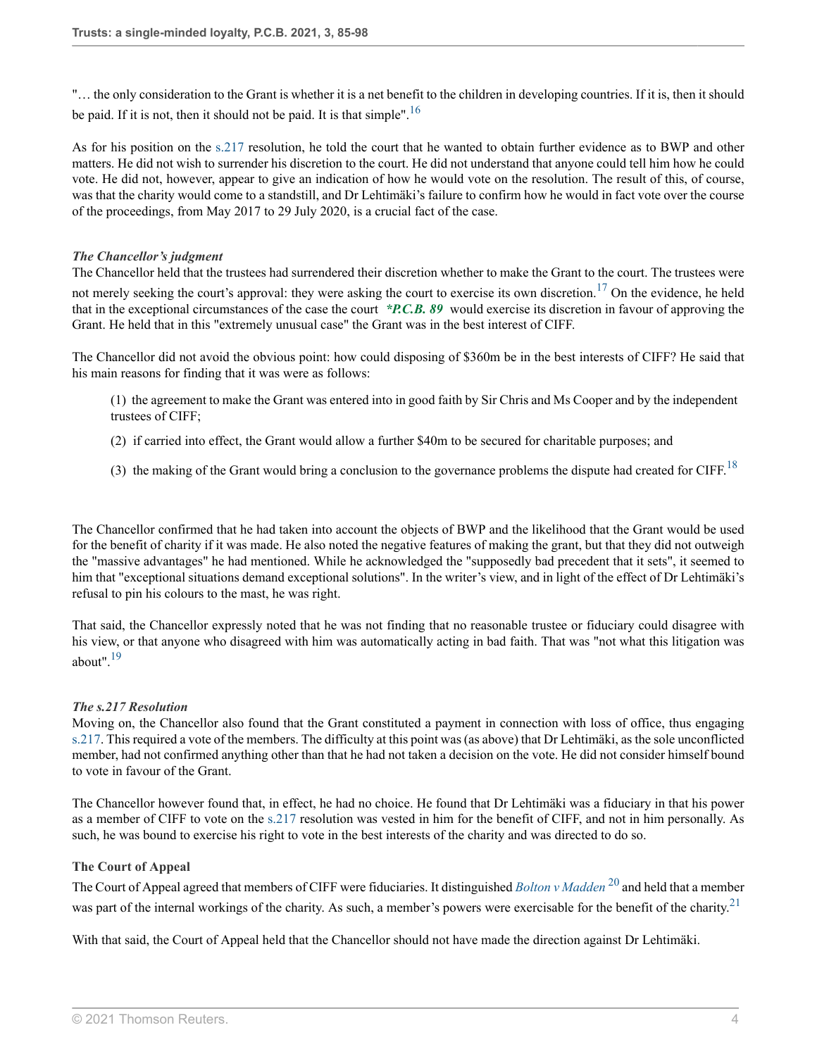"… the only consideration to the Grant is whether it is a net benefit to the children in developing countries. If it is, then it should be paid. If it is not, then it should not be paid. It is that simple".[16]

As for his position on the s.217 resolution, he told the court that he wanted to obtain further evidence as to BWP and other matters. He did not wish to surrender his discretion to the court. He did not understand that anyone could tell him how he could vote. He did not, however, appear to give an indication of how he would vote on the resolution. The result of this, of course, was that the charity would come to a standstill, and Dr Lehtimäki's failure to confirm how he would in fact vote over the course of the proceedings, from May 2017 to 29 July 2020, is a crucial fact of the case.

### *The Chancellor's judgment*

The Chancellor held that the trustees had surrendered their discretion whether to make the Grant to the court. The trustees were not merely seeking the court's approval: they were asking the court to exercise its own discretion.[17] On the evidence, he held that in the exceptional circumstances of the case the court *\*P.C.B. 89* would exercise its discretion in favour of approving the Grant. He held that in this "extremely unusual case" the Grant was in the best interest of CIFF.

The Chancellor did not avoid the obvious point: how could disposing of $360m be in the best interests of CIFF? He said that his main reasons for finding that it was were as follows:

(1) the agreement to make the Grant was entered into in good faith by Sir Chris and Ms Cooper and by the independent trustees of CIFF;

(2) if carried into effect, the Grant would allow a further $40m to be secured for charitable purposes; and

(3) the making of the Grant would bring a conclusion to the governance problems the dispute had created for CIFF.[18]

The Chancellor confirmed that he had taken into account the objects of BWP and the likelihood that the Grant would be used for the benefit of charity if it was made. He also noted the negative features of making the grant, but that they did not outweigh the "massive advantages" he had mentioned. While he acknowledged the "supposedly bad precedent that it sets", it seemed to him that "exceptional situations demand exceptional solutions". In the writer's view, and in light of the effect of Dr Lehtimäki's refusal to pin his colours to the mast, he was right.

That said, the Chancellor expressly noted that he was not finding that no reasonable trustee or fiduciary could disagree with his view, or that anyone who disagreed with him was automatically acting in bad faith. That was "not what this litigation was about".[19]

### *The s.217 Resolution*

Moving on, the Chancellor also found that the Grant constituted a payment in connection with loss of office, thus engaging s.217. This required a vote of the members. The difficulty at this point was (as above) that Dr Lehtimäki, as the sole unconflicted member, had not confirmed anything other than that he had not taken a decision on the vote. He did not consider himself bound to vote in favour of the Grant.

The Chancellor however found that, in effect, he had no choice. He found that Dr Lehtimäki was a fiduciary in that his power as a member of CIFF to vote on the s.217 resolution was vested in him for the benefit of CIFF, and not in him personally. As such, he was bound to exercise his right to vote in the best interests of the charity and was directed to do so.

### The Court of Appeal

The Court of Appeal agreed that members of CIFF were fiduciaries. It distinguished *Bolton v Madden* [20] and held that a member was part of the internal workings of the charity. As such, a member's powers were exercisable for the benefit of the charity.[21]

With that said, the Court of Appeal held that the Chancellor should not have made the direction against Dr Lehtimäki.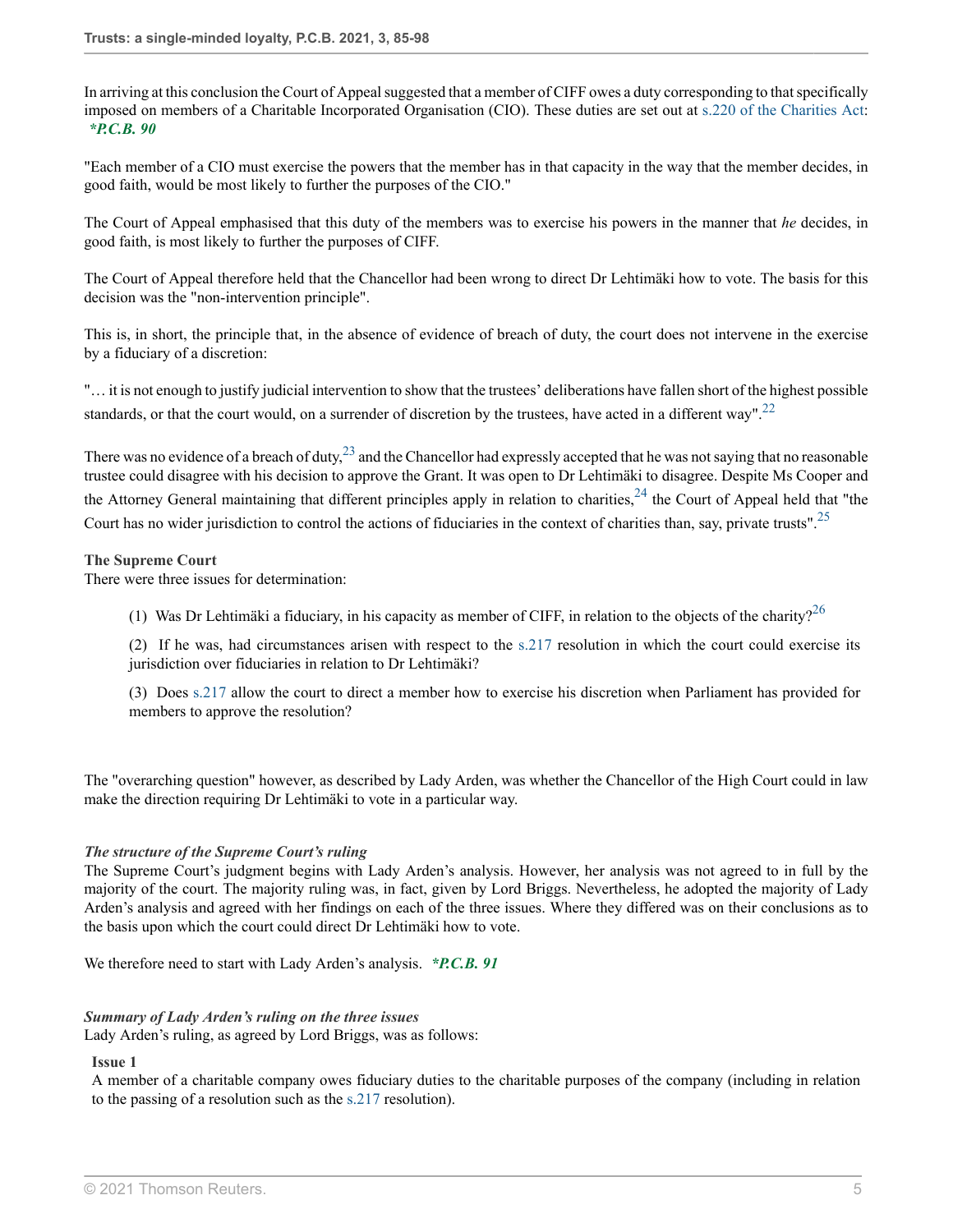In arriving at this conclusion the Court of Appeal suggested that a member of CIFF owes a duty corresponding to that specifically imposed on members of a Charitable Incorporated Organisation (CIO). These duties are set out at s.220 of the Charities Act: *\*P.C.B. 90*

"Each member of a CIO must exercise the powers that the member has in that capacity in the way that the member decides, in good faith, would be most likely to further the purposes of the CIO."

The Court of Appeal emphasised that this duty of the members was to exercise his powers in the manner that *he* decides, in good faith, is most likely to further the purposes of CIFF.

The Court of Appeal therefore held that the Chancellor had been wrong to direct Dr Lehtimäki how to vote. The basis for this decision was the "non-intervention principle".

This is, in short, the principle that, in the absence of evidence of breach of duty, the court does not intervene in the exercise by a fiduciary of a discretion:

"… it is not enough to justify judicial intervention to show that the trustees' deliberations have fallen short of the highest possible standards, or that the court would, on a surrender of discretion by the trustees, have acted in a different way".[22]

There was no evidence of a breach of duty,[23] and the Chancellor had expressly accepted that he was not saying that no reasonable trustee could disagree with his decision to approve the Grant. It was open to Dr Lehtimäki to disagree. Despite Ms Cooper and the Attorney General maintaining that different principles apply in relation to charities,[24] the Court of Appeal held that "the Court has no wider jurisdiction to control the actions of fiduciaries in the context of charities than, say, private trusts".[25]

**The Supreme Court**

There were three issues for determination:

(1) Was Dr Lehtimäki a fiduciary, in his capacity as member of CIFF, in relation to the objects of the charity?[26]

(2) If he was, had circumstances arisen with respect to the s.217 resolution in which the court could exercise its jurisdiction over fiduciaries in relation to Dr Lehtimäki?

(3) Does s.217 allow the court to direct a member how to exercise his discretion when Parliament has provided for members to approve the resolution?

The "overarching question" however, as described by Lady Arden, was whether the Chancellor of the High Court could in law make the direction requiring Dr Lehtimäki to vote in a particular way.

***The structure of the Supreme Court's ruling***

The Supreme Court's judgment begins with Lady Arden's analysis. However, her analysis was not agreed to in full by the majority of the court. The majority ruling was, in fact, given by Lord Briggs. Nevertheless, he adopted the majority of Lady Arden's analysis and agreed with her findings on each of the three issues. Where they differed was on their conclusions as to the basis upon which the court could direct Dr Lehtimäki how to vote.

We therefore need to start with Lady Arden's analysis. *\*P.C.B. 91*

***Summary of Lady Arden's ruling on the three issues***

Lady Arden's ruling, as agreed by Lord Briggs, was as follows:

**Issue 1**

A member of a charitable company owes fiduciary duties to the charitable purposes of the company (including in relation to the passing of a resolution such as the s.217 resolution).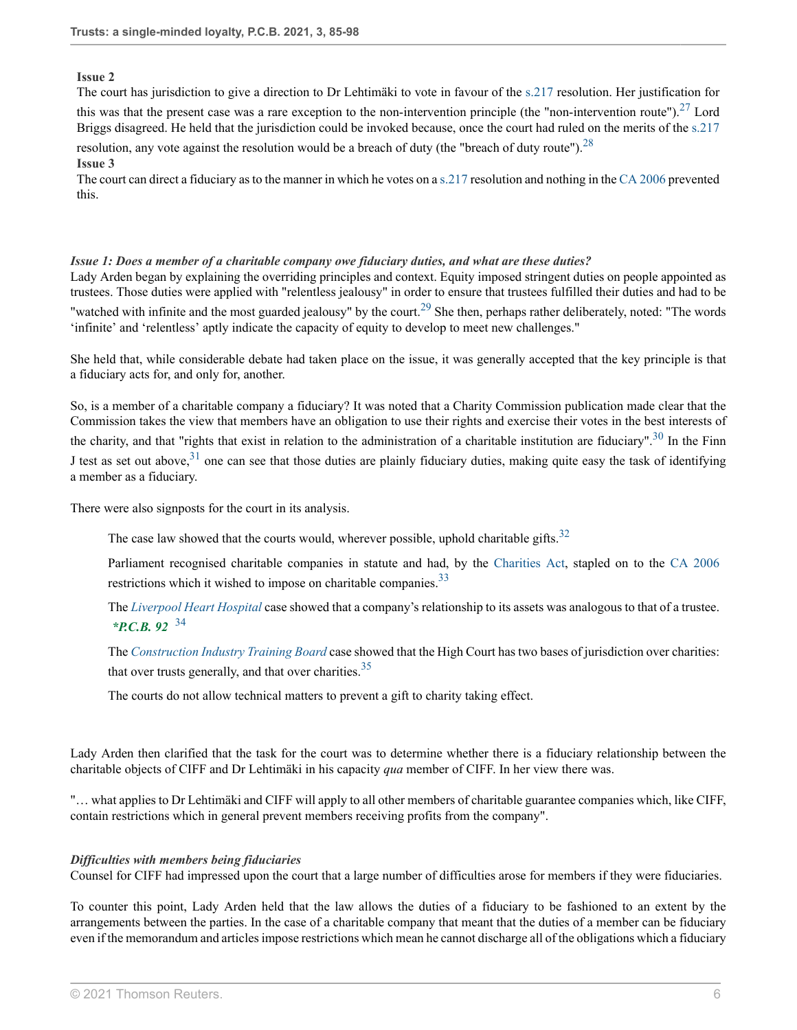**Issue 2**

The court has jurisdiction to give a direction to Dr Lehtimäki to vote in favour of the s.217 resolution. Her justification for this was that the present case was a rare exception to the non-intervention principle (the "non-intervention route").[27] Lord Briggs disagreed. He held that the jurisdiction could be invoked because, once the court had ruled on the merits of the s.217 resolution, any vote against the resolution would be a breach of duty (the "breach of duty route").[28]

**Issue 3**

The court can direct a fiduciary as to the manner in which he votes on a s.217 resolution and nothing in the CA 2006 prevented this.

***Issue 1: Does a member of a charitable company owe fiduciary duties, and what are these duties?***

Lady Arden began by explaining the overriding principles and context. Equity imposed stringent duties on people appointed as trustees. Those duties were applied with "relentless jealousy" in order to ensure that trustees fulfilled their duties and had to be "watched with infinite and the most guarded jealousy" by the court.[29] She then, perhaps rather deliberately, noted: "The words 'infinite' and 'relentless' aptly indicate the capacity of equity to develop to meet new challenges."

She held that, while considerable debate had taken place on the issue, it was generally accepted that the key principle is that a fiduciary acts for, and only for, another.

So, is a member of a charitable company a fiduciary? It was noted that a Charity Commission publication made clear that the Commission takes the view that members have an obligation to use their rights and exercise their votes in the best interests of the charity, and that "rights that exist in relation to the administration of a charitable institution are fiduciary".[30] In the Finn J test as set out above,[31] one can see that those duties are plainly fiduciary duties, making quite easy the task of identifying a member as a fiduciary.

There were also signposts for the court in its analysis.

> The case law showed that the courts would, wherever possible, uphold charitable gifts.[32]
>
> Parliament recognised charitable companies in statute and had, by the Charities Act, stapled on to the CA 2006 restrictions which it wished to impose on charitable companies.[33]
>
> The *Liverpool Heart Hospital* case showed that a company's relationship to its assets was analogous to that of a trustee. ***\*P.C.B. 92*** [34]
>
> The *Construction Industry Training Board* case showed that the High Court has two bases of jurisdiction over charities: that over trusts generally, and that over charities.[35]
>
> The courts do not allow technical matters to prevent a gift to charity taking effect.

Lady Arden then clarified that the task for the court was to determine whether there is a fiduciary relationship between the charitable objects of CIFF and Dr Lehtimäki in his capacity *qua* member of CIFF. In her view there was.

"… what applies to Dr Lehtimäki and CIFF will apply to all other members of charitable guarantee companies which, like CIFF, contain restrictions which in general prevent members receiving profits from the company".

***Difficulties with members being fiduciaries***

Counsel for CIFF had impressed upon the court that a large number of difficulties arose for members if they were fiduciaries.

To counter this point, Lady Arden held that the law allows the duties of a fiduciary to be fashioned to an extent by the arrangements between the parties. In the case of a charitable company that meant that the duties of a member can be fiduciary even if the memorandum and articles impose restrictions which mean he cannot discharge all of the obligations which a fiduciary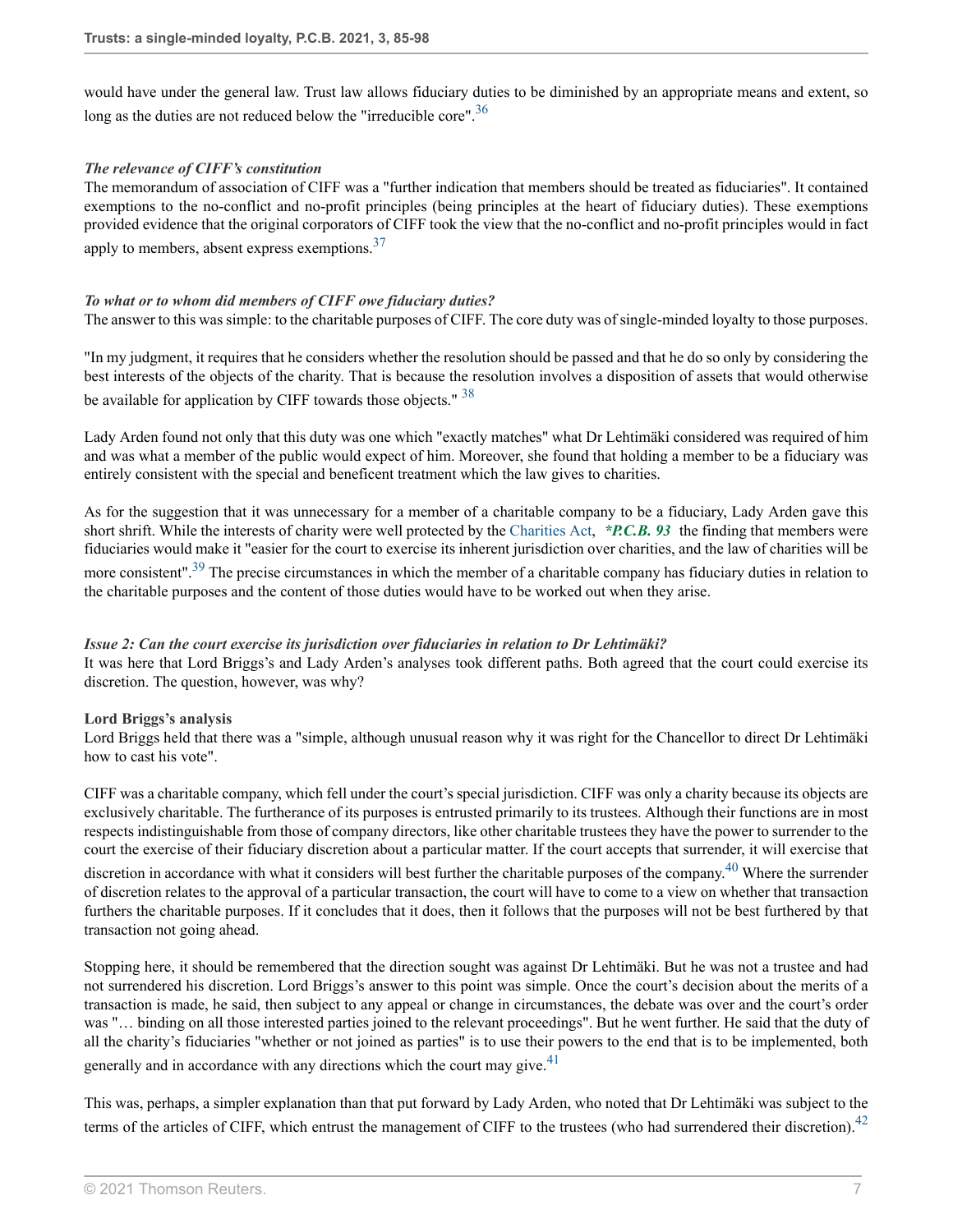would have under the general law. Trust law allows fiduciary duties to be diminished by an appropriate means and extent, so long as the duties are not reduced below the "irreducible core".[36]

### *The relevance of CIFF's constitution*

The memorandum of association of CIFF was a "further indication that members should be treated as fiduciaries". It contained exemptions to the no-conflict and no-profit principles (being principles at the heart of fiduciary duties). These exemptions provided evidence that the original corporators of CIFF took the view that the no-conflict and no-profit principles would in fact apply to members, absent express exemptions.[37]

### *To what or to whom did members of CIFF owe fiduciary duties?*

The answer to this was simple: to the charitable purposes of CIFF. The core duty was of single-minded loyalty to those purposes.

"In my judgment, it requires that he considers whether the resolution should be passed and that he do so only by considering the best interests of the objects of the charity. That is because the resolution involves a disposition of assets that would otherwise be available for application by CIFF towards those objects." [38]

Lady Arden found not only that this duty was one which "exactly matches" what Dr Lehtimäki considered was required of him and was what a member of the public would expect of him. Moreover, she found that holding a member to be a fiduciary was entirely consistent with the special and beneficent treatment which the law gives to charities.

As for the suggestion that it was unnecessary for a member of a charitable company to be a fiduciary, Lady Arden gave this short shrift. While the interests of charity were well protected by the Charities Act, ***P.C.B. 93** the finding that members were fiduciaries would make it "easier for the court to exercise its inherent jurisdiction over charities, and the law of charities will be more consistent".[39] The precise circumstances in which the member of a charitable company has fiduciary duties in relation to the charitable purposes and the content of those duties would have to be worked out when they arise.

### *Issue 2: Can the court exercise its jurisdiction over fiduciaries in relation to Dr Lehtimäki?*

It was here that Lord Briggs's and Lady Arden's analyses took different paths. Both agreed that the court could exercise its discretion. The question, however, was why?

#### **Lord Briggs's analysis**

Lord Briggs held that there was a "simple, although unusual reason why it was right for the Chancellor to direct Dr Lehtimäki how to cast his vote".

CIFF was a charitable company, which fell under the court's special jurisdiction. CIFF was only a charity because its objects are exclusively charitable. The furtherance of its purposes is entrusted primarily to its trustees. Although their functions are in most respects indistinguishable from those of company directors, like other charitable trustees they have the power to surrender to the court the exercise of their fiduciary discretion about a particular matter. If the court accepts that surrender, it will exercise that discretion in accordance with what it considers will best further the charitable purposes of the company.[40] Where the surrender of discretion relates to the approval of a particular transaction, the court will have to come to a view on whether that transaction furthers the charitable purposes. If it concludes that it does, then it follows that the purposes will not be best furthered by that transaction not going ahead.

Stopping here, it should be remembered that the direction sought was against Dr Lehtimäki. But he was not a trustee and had not surrendered his discretion. Lord Briggs's answer to this point was simple. Once the court's decision about the merits of a transaction is made, he said, then subject to any appeal or change in circumstances, the debate was over and the court's order was "… binding on all those interested parties joined to the relevant proceedings". But he went further. He said that the duty of all the charity's fiduciaries "whether or not joined as parties" is to use their powers to the end that is to be implemented, both generally and in accordance with any directions which the court may give.[41]

This was, perhaps, a simpler explanation than that put forward by Lady Arden, who noted that Dr Lehtimäki was subject to the terms of the articles of CIFF, which entrust the management of CIFF to the trustees (who had surrendered their discretion).[42]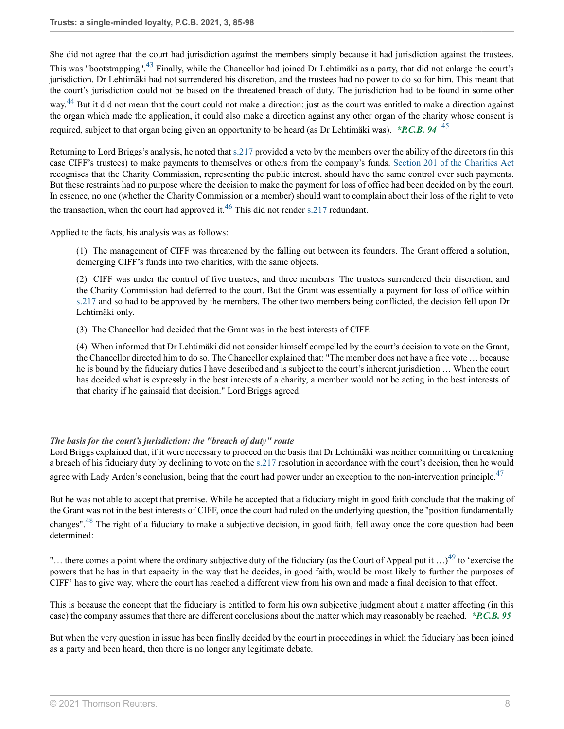She did not agree that the court had jurisdiction against the members simply because it had jurisdiction against the trustees. This was "bootstrapping".[43] Finally, while the Chancellor had joined Dr Lehtimäki as a party, that did not enlarge the court's jurisdiction. Dr Lehtimäki had not surrendered his discretion, and the trustees had no power to do so for him. This meant that the court's jurisdiction could not be based on the threatened breach of duty. The jurisdiction had to be found in some other way.[44] But it did not mean that the court could not make a direction: just as the court was entitled to make a direction against the organ which made the application, it could also make a direction against any other organ of the charity whose consent is required, subject to that organ being given an opportunity to be heard (as Dr Lehtimäki was). ***P.C.B. 94** [45]

Returning to Lord Briggs's analysis, he noted that s.217 provided a veto by the members over the ability of the directors (in this case CIFF's trustees) to make payments to themselves or others from the company's funds. Section 201 of the Charities Act recognises that the Charity Commission, representing the public interest, should have the same control over such payments. But these restraints had no purpose where the decision to make the payment for loss of office had been decided on by the court. In essence, no one (whether the Charity Commission or a member) should want to complain about their loss of the right to veto the transaction, when the court had approved it.[46] This did not render s.217 redundant.

Applied to the facts, his analysis was as follows:

> (1) The management of CIFF was threatened by the falling out between its founders. The Grant offered a solution, demerging CIFF's funds into two charities, with the same objects.
>
> (2) CIFF was under the control of five trustees, and three members. The trustees surrendered their discretion, and the Charity Commission had deferred to the court. But the Grant was essentially a payment for loss of office within s.217 and so had to be approved by the members. The other two members being conflicted, the decision fell upon Dr Lehtimäki only.
>
> (3) The Chancellor had decided that the Grant was in the best interests of CIFF.
>
> (4) When informed that Dr Lehtimäki did not consider himself compelled by the court's decision to vote on the Grant, the Chancellor directed him to do so. The Chancellor explained that: "The member does not have a free vote … because he is bound by the fiduciary duties I have described and is subject to the court's inherent jurisdiction … When the court has decided what is expressly in the best interests of a charity, a member would not be acting in the best interests of that charity if he gainsaid that decision." Lord Briggs agreed.

***The basis for the court's jurisdiction: the "breach of duty" route***

Lord Briggs explained that, if it were necessary to proceed on the basis that Dr Lehtimäki was neither committing or threatening a breach of his fiduciary duty by declining to vote on the s.217 resolution in accordance with the court's decision, then he would agree with Lady Arden's conclusion, being that the court had power under an exception to the non-intervention principle.[47]

But he was not able to accept that premise. While he accepted that a fiduciary might in good faith conclude that the making of the Grant was not in the best interests of CIFF, once the court had ruled on the underlying question, the "position fundamentally changes".[48] The right of a fiduciary to make a subjective decision, in good faith, fell away once the core question had been determined:

"… there comes a point where the ordinary subjective duty of the fiduciary (as the Court of Appeal put it …)[49] to 'exercise the powers that he has in that capacity in the way that he decides, in good faith, would be most likely to further the purposes of CIFF' has to give way, where the court has reached a different view from his own and made a final decision to that effect.

This is because the concept that the fiduciary is entitled to form his own subjective judgment about a matter affecting (in this case) the company assumes that there are different conclusions about the matter which may reasonably be reached. ***P.C.B. 95**

But when the very question in issue has been finally decided by the court in proceedings in which the fiduciary has been joined as a party and been heard, then there is no longer any legitimate debate.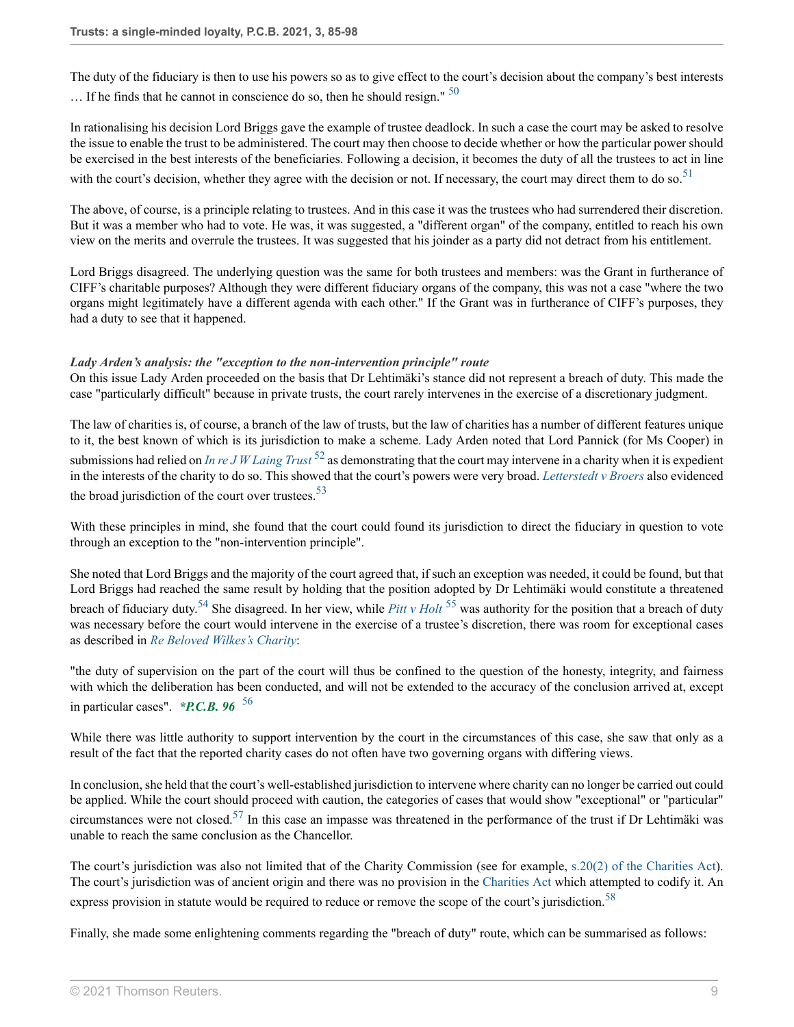The duty of the fiduciary is then to use his powers so as to give effect to the court's decision about the company's best interests … If he finds that he cannot in conscience do so, then he should resign." [50]

In rationalising his decision Lord Briggs gave the example of trustee deadlock. In such a case the court may be asked to resolve the issue to enable the trust to be administered. The court may then choose to decide whether or how the particular power should be exercised in the best interests of the beneficiaries. Following a decision, it becomes the duty of all the trustees to act in line with the court's decision, whether they agree with the decision or not. If necessary, the court may direct them to do so.[51]

The above, of course, is a principle relating to trustees. And in this case it was the trustees who had surrendered their discretion. But it was a member who had to vote. He was, it was suggested, a "different organ" of the company, entitled to reach his own view on the merits and overrule the trustees. It was suggested that his joinder as a party did not detract from his entitlement.

Lord Briggs disagreed. The underlying question was the same for both trustees and members: was the Grant in furtherance of CIFF's charitable purposes? Although they were different fiduciary organs of the company, this was not a case "where the two organs might legitimately have a different agenda with each other." If the Grant was in furtherance of CIFF's purposes, they had a duty to see that it happened.

***Lady Arden's analysis: the "exception to the non-intervention principle" route***

On this issue Lady Arden proceeded on the basis that Dr Lehtimäki's stance did not represent a breach of duty. This made the case "particularly difficult" because in private trusts, the court rarely intervenes in the exercise of a discretionary judgment.

The law of charities is, of course, a branch of the law of trusts, but the law of charities has a number of different features unique to it, the best known of which is its jurisdiction to make a scheme. Lady Arden noted that Lord Pannick (for Ms Cooper) in submissions had relied on *In re J W Laing Trust* [52] as demonstrating that the court may intervene in a charity when it is expedient in the interests of the charity to do so. This showed that the court's powers were very broad. *Letterstedt v Broers* also evidenced the broad jurisdiction of the court over trustees.[53]

With these principles in mind, she found that the court could found its jurisdiction to direct the fiduciary in question to vote through an exception to the "non-intervention principle".

She noted that Lord Briggs and the majority of the court agreed that, if such an exception was needed, it could be found, but that Lord Briggs had reached the same result by holding that the position adopted by Dr Lehtimäki would constitute a threatened breach of fiduciary duty.[54] She disagreed. In her view, while *Pitt v Holt* [55] was authority for the position that a breach of duty was necessary before the court would intervene in the exercise of a trustee's discretion, there was room for exceptional cases as described in *Re Beloved Wilkes's Charity*:

"the duty of supervision on the part of the court will thus be confined to the question of the honesty, integrity, and fairness with which the deliberation has been conducted, and will not be extended to the accuracy of the conclusion arrived at, except in particular cases". ***P.C.B. 96** [56]

While there was little authority to support intervention by the court in the circumstances of this case, she saw that only as a result of the fact that the reported charity cases do not often have two governing organs with differing views.

In conclusion, she held that the court's well-established jurisdiction to intervene where charity can no longer be carried out could be applied. While the court should proceed with caution, the categories of cases that would show "exceptional" or "particular" circumstances were not closed.[57] In this case an impasse was threatened in the performance of the trust if Dr Lehtimäki was unable to reach the same conclusion as the Chancellor.

The court's jurisdiction was also not limited that of the Charity Commission (see for example, s.20(2) of the Charities Act). The court's jurisdiction was of ancient origin and there was no provision in the Charities Act which attempted to codify it. An express provision in statute would be required to reduce or remove the scope of the court's jurisdiction.[58]

Finally, she made some enlightening comments regarding the "breach of duty" route, which can be summarised as follows: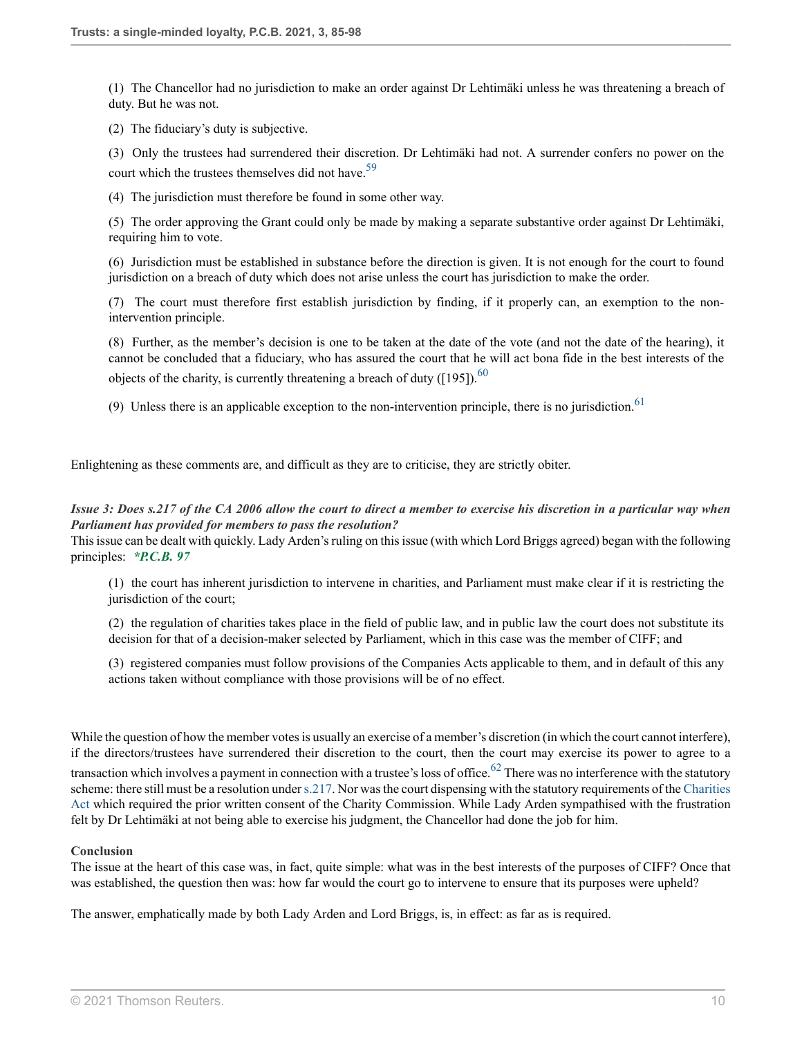(1) The Chancellor had no jurisdiction to make an order against Dr Lehtimäki unless he was threatening a breach of duty. But he was not.

(2) The fiduciary's duty is subjective.

(3) Only the trustees had surrendered their discretion. Dr Lehtimäki had not. A surrender confers no power on the court which the trustees themselves did not have.[59]

(4) The jurisdiction must therefore be found in some other way.

(5) The order approving the Grant could only be made by making a separate substantive order against Dr Lehtimäki, requiring him to vote.

(6) Jurisdiction must be established in substance before the direction is given. It is not enough for the court to found jurisdiction on a breach of duty which does not arise unless the court has jurisdiction to make the order.

(7) The court must therefore first establish jurisdiction by finding, if it properly can, an exemption to the non-intervention principle.

(8) Further, as the member's decision is one to be taken at the date of the vote (and not the date of the hearing), it cannot be concluded that a fiduciary, who has assured the court that he will act bona fide in the best interests of the objects of the charity, is currently threatening a breach of duty ([195]).[60]

(9) Unless there is an applicable exception to the non-intervention principle, there is no jurisdiction.[61]

Enlightening as these comments are, and difficult as they are to criticise, they are strictly obiter.

***Issue 3: Does s.217 of the CA 2006 allow the court to direct a member to exercise his discretion in a particular way when Parliament has provided for members to pass the resolution?***

This issue can be dealt with quickly. Lady Arden's ruling on this issue (with which Lord Briggs agreed) began with the following principles: ***P.C.B. 97**

(1) the court has inherent jurisdiction to intervene in charities, and Parliament must make clear if it is restricting the jurisdiction of the court;

(2) the regulation of charities takes place in the field of public law, and in public law the court does not substitute its decision for that of a decision-maker selected by Parliament, which in this case was the member of CIFF; and

(3) registered companies must follow provisions of the Companies Acts applicable to them, and in default of this any actions taken without compliance with those provisions will be of no effect.

While the question of how the member votes is usually an exercise of a member's discretion (in which the court cannot interfere), if the directors/trustees have surrendered their discretion to the court, then the court may exercise its power to agree to a transaction which involves a payment in connection with a trustee's loss of office.[62] There was no interference with the statutory scheme: there still must be a resolution under s.217. Nor was the court dispensing with the statutory requirements of the Charities Act which required the prior written consent of the Charity Commission. While Lady Arden sympathised with the frustration felt by Dr Lehtimäki at not being able to exercise his judgment, the Chancellor had done the job for him.

**Conclusion**

The issue at the heart of this case was, in fact, quite simple: what was in the best interests of the purposes of CIFF? Once that was established, the question then was: how far would the court go to intervene to ensure that its purposes were upheld?

The answer, emphatically made by both Lady Arden and Lord Briggs, is, in effect: as far as is required.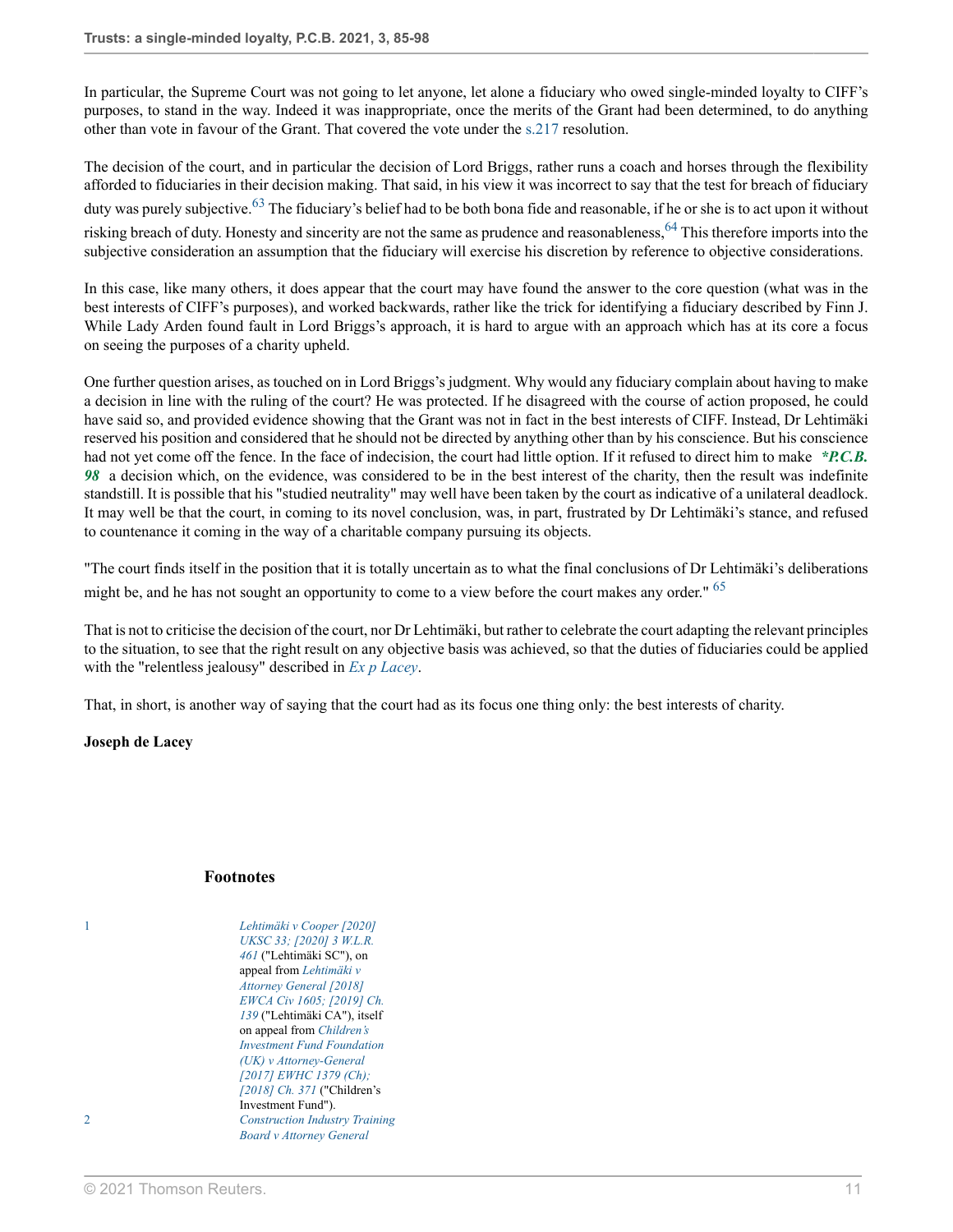In particular, the Supreme Court was not going to let anyone, let alone a fiduciary who owed single-minded loyalty to CIFF's purposes, to stand in the way. Indeed it was inappropriate, once the merits of the Grant had been determined, to do anything other than vote in favour of the Grant. That covered the vote under the s.217 resolution.

The decision of the court, and in particular the decision of Lord Briggs, rather runs a coach and horses through the flexibility afforded to fiduciaries in their decision making. That said, in his view it was incorrect to say that the test for breach of fiduciary duty was purely subjective.[63] The fiduciary's belief had to be both bona fide and reasonable, if he or she is to act upon it without risking breach of duty. Honesty and sincerity are not the same as prudence and reasonableness,[64] This therefore imports into the subjective consideration an assumption that the fiduciary will exercise his discretion by reference to objective considerations.

In this case, like many others, it does appear that the court may have found the answer to the core question (what was in the best interests of CIFF's purposes), and worked backwards, rather like the trick for identifying a fiduciary described by Finn J. While Lady Arden found fault in Lord Briggs's approach, it is hard to argue with an approach which has at its core a focus on seeing the purposes of a charity upheld.

One further question arises, as touched on in Lord Briggs's judgment. Why would any fiduciary complain about having to make a decision in line with the ruling of the court? He was protected. If he disagreed with the course of action proposed, he could have said so, and provided evidence showing that the Grant was not in fact in the best interests of CIFF. Instead, Dr Lehtimäki reserved his position and considered that he should not be directed by anything other than by his conscience. But his conscience had not yet come off the fence. In the face of indecision, the court had little option. If it refused to direct him to make *P.C.B. 98 a decision which, on the evidence, was considered to be in the best interest of the charity, then the result was indefinite standstill. It is possible that his "studied neutrality" may well have been taken by the court as indicative of a unilateral deadlock. It may well be that the court, in coming to its novel conclusion, was, in part, frustrated by Dr Lehtimäki's stance, and refused to countenance it coming in the way of a charitable company pursuing its objects.

"The court finds itself in the position that it is totally uncertain as to what the final conclusions of Dr Lehtimäki's deliberations might be, and he has not sought an opportunity to come to a view before the court makes any order." [65]

That is not to criticise the decision of the court, nor Dr Lehtimäki, but rather to celebrate the court adapting the relevant principles to the situation, to see that the right result on any objective basis was achieved, so that the duties of fiduciaries could be applied with the "relentless jealousy" described in *Ex p Lacey*.

That, in short, is another way of saying that the court had as its focus one thing only: the best interests of charity.

**Joseph de Lacey**

## Footnotes

1. *Lehtimäki v Cooper [2020] UKSC 33; [2020] 3 W.L.R. 461* ("Lehtimäki SC"), on appeal from *Lehtimäki v Attorney General [2018] EWCA Civ 1605; [2019] Ch. 139* ("Lehtimäki CA"), itself on appeal from *Children's Investment Fund Foundation (UK) v Attorney-General [2017] EWHC 1379 (Ch); [2018] Ch. 371* ("Children's Investment Fund").
2. *Construction Industry Training Board v Attorney General*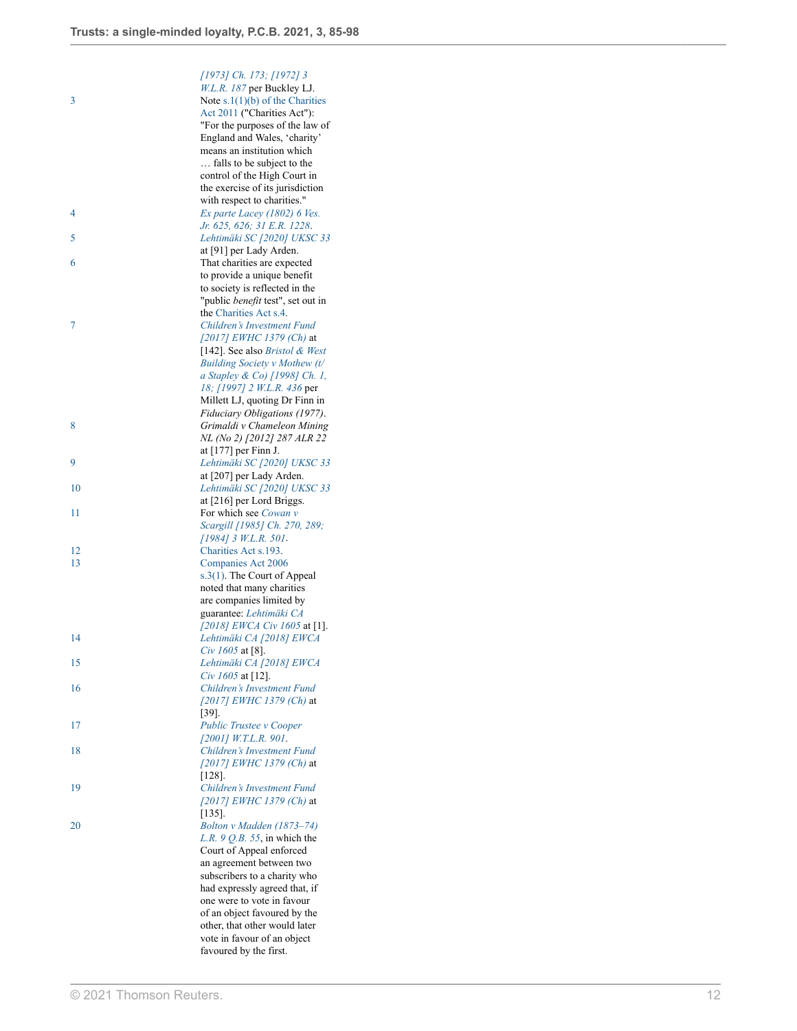*[1973] Ch. 173; [1972] 3 W.L.R. 187* per Buckley LJ.

3 Note s.1(1)(b) of the Charities Act 2011 ("Charities Act"): "For the purposes of the law of England and Wales, 'charity' means an institution which … falls to be subject to the control of the High Court in the exercise of its jurisdiction with respect to charities."

4 *Ex parte Lacey (1802) 6 Ves. Jr. 625, 626; 31 E.R. 1228*.

5 *Lehtimäki SC [2020] UKSC 33* at [91] per Lady Arden.

6 That charities are expected to provide a unique benefit to society is reflected in the "public *benefit* test", set out in the Charities Act s.4.

7 *Children's Investment Fund [2017] EWHC 1379 (Ch)* at [142]. See also *Bristol & West Building Society v Mothew (t/a Stapley & Co) [1998] Ch. 1, 18; [1997] 2 W.L.R. 436* per Millett LJ, quoting Dr Finn in *Fiduciary Obligations (1977)*.

8 *Grimaldi v Chameleon Mining NL (No 2) [2012] 287 ALR 22* at [177] per Finn J.

9 *Lehtimäki SC [2020] UKSC 33* at [207] per Lady Arden.

10 *Lehtimäki SC [2020] UKSC 33* at [216] per Lord Briggs.

11 For which see *Cowan v Scargill [1985] Ch. 270, 289; [1984] 3 W.L.R. 501*.

12 Charities Act s.193.

13 Companies Act 2006 s.3(1). The Court of Appeal noted that many charities are companies limited by guarantee: *Lehtimäki CA [2018] EWCA Civ 1605* at [1].

14 *Lehtimäki CA [2018] EWCA Civ 1605* at [8].

15 *Lehtimäki CA [2018] EWCA Civ 1605* at [12].

16 *Children's Investment Fund [2017] EWHC 1379 (Ch)* at [39].

17 *Public Trustee v Cooper [2001] W.T.L.R. 901*.

18 *Children's Investment Fund [2017] EWHC 1379 (Ch)* at [128].

19 *Children's Investment Fund [2017] EWHC 1379 (Ch)* at [135].

20 *Bolton v Madden (1873–74) L.R. 9 Q.B. 55*, in which the Court of Appeal enforced an agreement between two subscribers to a charity who had expressly agreed that, if one were to vote in favour of an object favoured by the other, that other would later vote in favour of an object favoured by the first.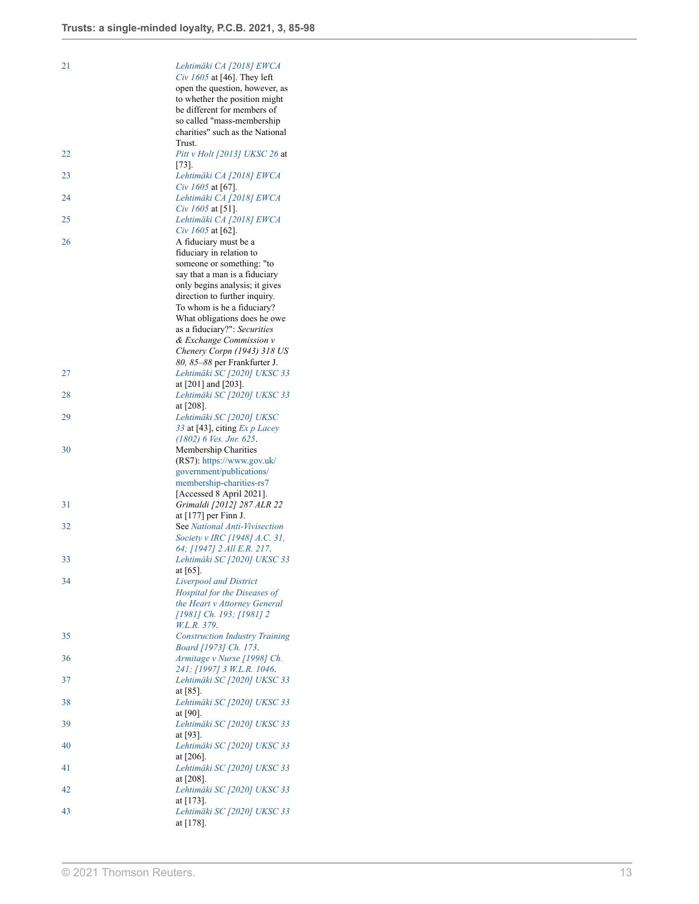21 *Lehtimäki CA [2018] EWCA Civ 1605* at [46]. They left open the question, however, as to whether the position might be different for members of so called "mass-membership charities" such as the National Trust.

22 *Pitt v Holt [2013] UKSC 26* at [73].

23 *Lehtimäki CA [2018] EWCA Civ 1605* at [67].

24 *Lehtimäki CA [2018] EWCA Civ 1605* at [51].

25 *Lehtimäki CA [2018] EWCA Civ 1605* at [62].

26 A fiduciary must be a fiduciary in relation to someone or something: "to say that a man is a fiduciary only begins analysis; it gives direction to further inquiry. To whom is he a fiduciary? What obligations does he owe as a fiduciary?": *Securities & Exchange Commission v Chenery Corpn (1943) 318 US 80, 85–88* per Frankfurter J.

27 *Lehtimäki SC [2020] UKSC 33* at [201] and [203].

28 *Lehtimäki SC [2020] UKSC 33* at [208].

29 *Lehtimäki SC [2020] UKSC 33* at [43], citing *Ex p Lacey (1802) 6 Ves. Jnr. 625*.

30 Membership Charities (RS7): https://www.gov.uk/government/publications/membership-charities-rs7 [Accessed 8 April 2021].

31 *Grimaldi [2012] 287 ALR 22* at [177] per Finn J.

32 See *National Anti-Vivisection Society v IRC [1948] A.C. 31, 64; [1947] 2 All E.R. 217*.

33 *Lehtimäki SC [2020] UKSC 33* at [65].

34 *Liverpool and District Hospital for the Diseases of the Heart v Attorney General [1981] Ch. 193; [1981] 2 W.L.R. 379*.

35 *Construction Industry Training Board [1973] Ch. 173*.

36 *Armitage v Nurse [1998] Ch. 241; [1997] 3 W.L.R. 1046*.

37 *Lehtimäki SC [2020] UKSC 33* at [85].

38 *Lehtimäki SC [2020] UKSC 33* at [90].

39 *Lehtimäki SC [2020] UKSC 33* at [93].

40 *Lehtimäki SC [2020] UKSC 33* at [206].

41 *Lehtimäki SC [2020] UKSC 33* at [208].

42 *Lehtimäki SC [2020] UKSC 33* at [173].

43 *Lehtimäki SC [2020] UKSC 33* at [178].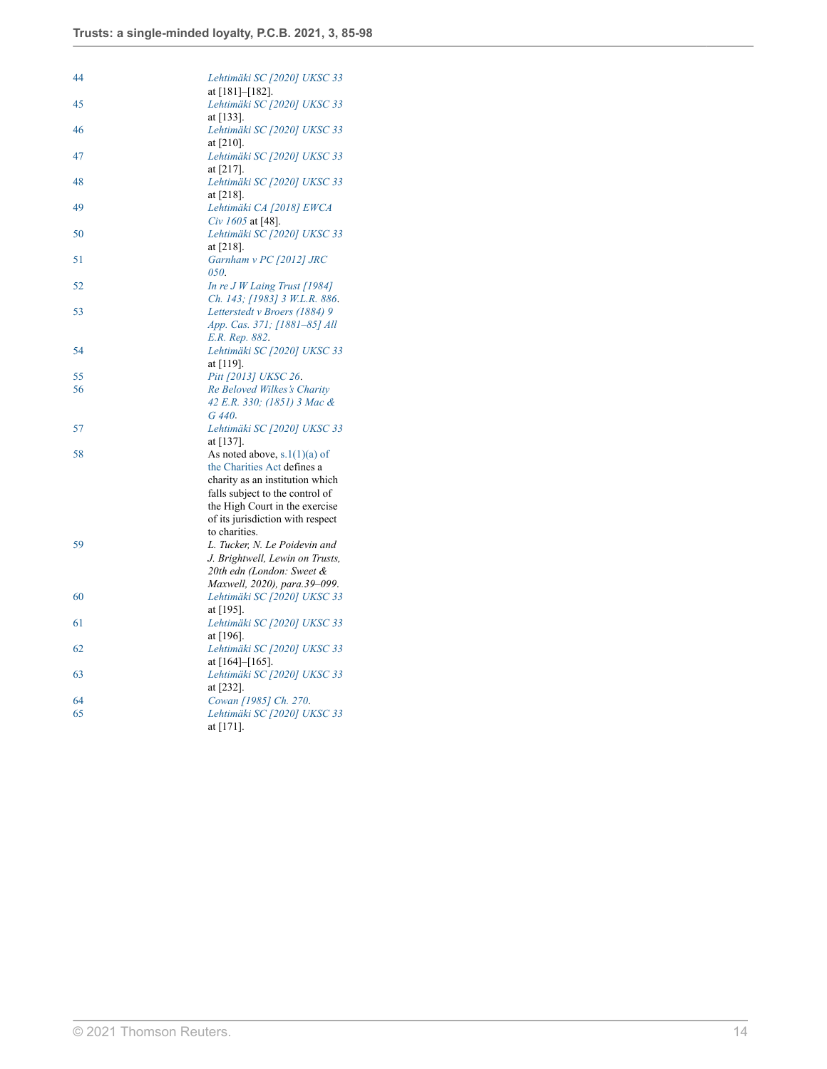44 *Lehtimäki SC [2020] UKSC 33* at [181]–[182].

45 *Lehtimäki SC [2020] UKSC 33* at [133].

46 *Lehtimäki SC [2020] UKSC 33* at [210].

47 *Lehtimäki SC [2020] UKSC 33* at [217].

48 *Lehtimäki SC [2020] UKSC 33* at [218].

49 *Lehtimäki CA [2018] EWCA Civ 1605* at [48].

50 *Lehtimäki SC [2020] UKSC 33* at [218].

51 *Garnham v PC [2012] JRC 050*.

52 *In re J W Laing Trust [1984] Ch. 143; [1983] 3 W.L.R. 886*.

53 *Letterstedt v Broers (1884) 9 App. Cas. 371; [1881–85] All E.R. Rep. 882*.

54 *Lehtimäki SC [2020] UKSC 33* at [119].

55 *Pitt [2013] UKSC 26*.

56 *Re Beloved Wilkes's Charity 42 E.R. 330; (1851) 3 Mac & G 440*.

57 *Lehtimäki SC [2020] UKSC 33* at [137].

58 As noted above, s.1(1)(a) of the Charities Act defines a charity as an institution which falls subject to the control of the High Court in the exercise of its jurisdiction with respect to charities.

59 *L. Tucker, N. Le Poidevin and J. Brightwell, Lewin on Trusts, 20th edn (London: Sweet & Maxwell, 2020), para.39–099*.

60 *Lehtimäki SC [2020] UKSC 33* at [195].

61 *Lehtimäki SC [2020] UKSC 33* at [196].

62 *Lehtimäki SC [2020] UKSC 33* at [164]–[165].

63 *Lehtimäki SC [2020] UKSC 33* at [232].

64 *Cowan [1985] Ch. 270*.

65 *Lehtimäki SC [2020] UKSC 33* at [171].